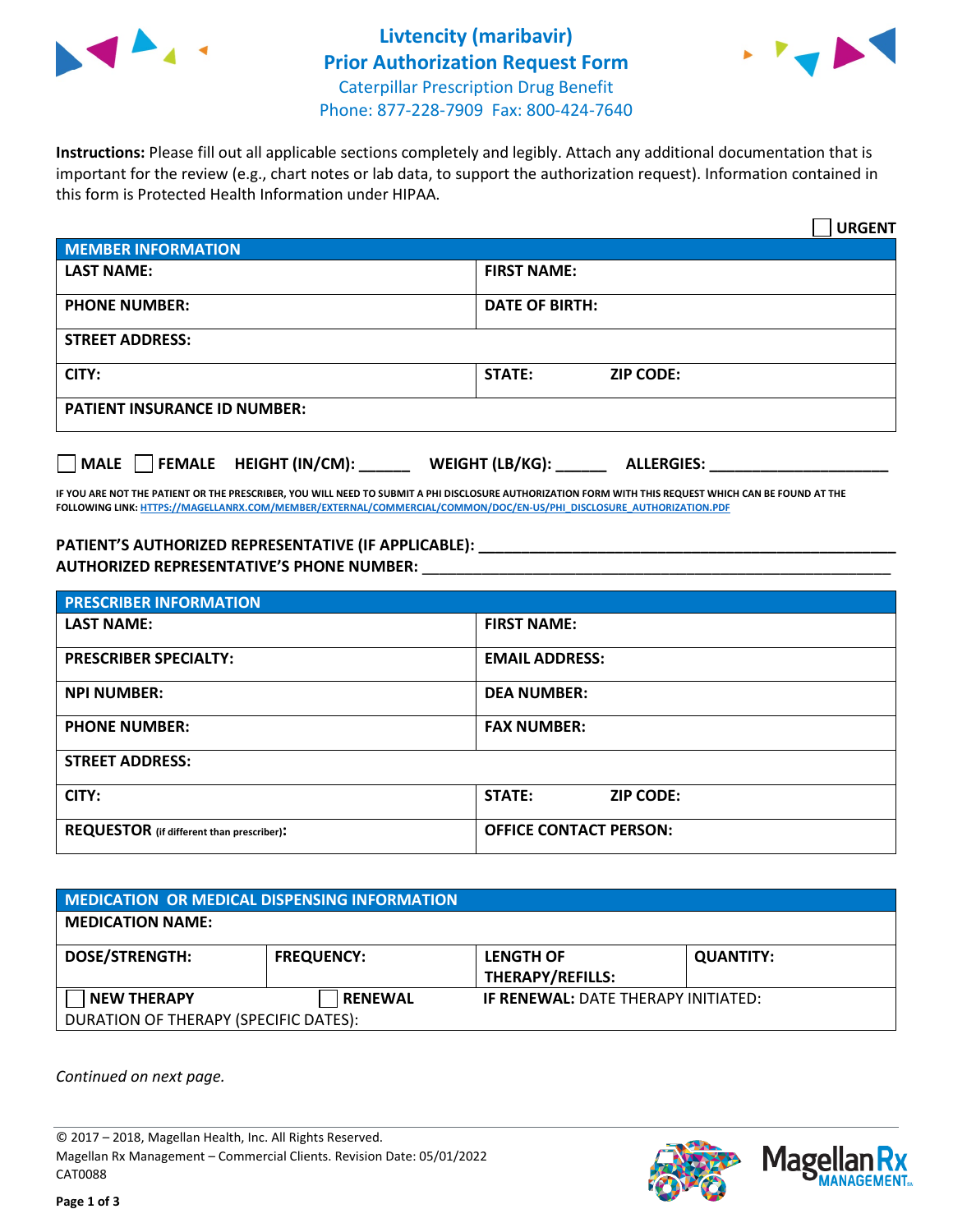# Livtencity (maribavir)
## Prior Authorization Request Form

Caterpillar Prescription Drug Benefit
Phone: 877-228-7909 Fax: 800-424-7640

**Instructions:** Please fill out all applicable sections completely and legibly. Attach any additional documentation that is important for the review (e.g., chart notes or lab data, to support the authorization request). Information contained in this form is Protected Health Information under HIPAA.

☐ **URGENT**

| MEMBER INFORMATION | |
|---|---|
| **LAST NAME:** | **FIRST NAME:** |
| **PHONE NUMBER:** | **DATE OF BIRTH:** |
| **STREET ADDRESS:** | |
| **CITY:** | **STATE:** **ZIP CODE:** |
| **PATIENT INSURANCE ID NUMBER:** | |

☐ **MALE** ☐ **FEMALE** **HEIGHT (IN/CM):** ______ **WEIGHT (LB/KG):** ______ **ALLERGIES:** ____________________

**IF YOU ARE NOT THE PATIENT OR THE PRESCRIBER, YOU WILL NEED TO SUBMIT A PHI DISCLOSURE AUTHORIZATION FORM WITH THIS REQUEST WHICH CAN BE FOUND AT THE FOLLOWING LINK: HTTPS://MAGELLANRX.COM/MEMBER/EXTERNAL/COMMERCIAL/COMMON/DOC/EN-US/PHI_DISCLOSURE_AUTHORIZATION.PDF**

**PATIENT'S AUTHORIZED REPRESENTATIVE (IF APPLICABLE):** ____________________________________________
**AUTHORIZED REPRESENTATIVE'S PHONE NUMBER:** ____________________________________________

| PRESCRIBER INFORMATION | |
|---|---|
| **LAST NAME:** | **FIRST NAME:** |
| **PRESCRIBER SPECIALTY:** | **EMAIL ADDRESS:** |
| **NPI NUMBER:** | **DEA NUMBER:** |
| **PHONE NUMBER:** | **FAX NUMBER:** |
| **STREET ADDRESS:** | |
| **CITY:** | **STATE:** **ZIP CODE:** |
| **REQUESTOR** (if different than prescriber)**:** | **OFFICE CONTACT PERSON:** |

| MEDICATION OR MEDICAL DISPENSING INFORMATION | | | |
|---|---|---|---|
| **MEDICATION NAME:** | | | |
| **DOSE/STRENGTH:** | **FREQUENCY:** | **LENGTH OF THERAPY/REFILLS:** | **QUANTITY:** |
| ☐ **NEW THERAPY** | ☐ **RENEWAL** | **IF RENEWAL:** DATE THERAPY INITIATED: | |
| DURATION OF THERAPY (SPECIFIC DATES): | | | |

*Continued on next page.*

© 2017 – 2018, Magellan Health, Inc. All Rights Reserved.
Magellan Rx Management – Commercial Clients. Revision Date: 05/01/2022
CAT0088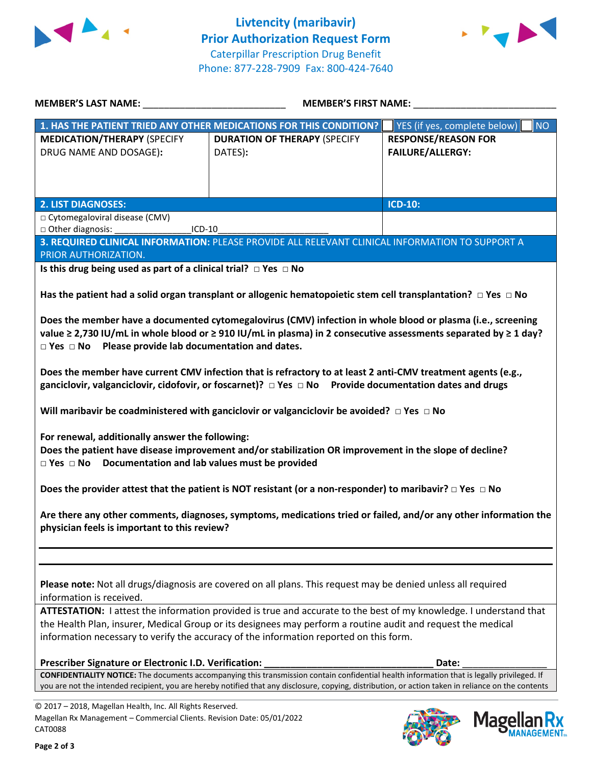# Livtencity (maribavir) Prior Authorization Request Form

Caterpillar Prescription Drug Benefit
Phone: 877-228-7909 Fax: 800-424-7640

**MEMBER'S LAST NAME:** ___________________________ **MEMBER'S FIRST NAME:** ___________________________

| **1. HAS THE PATIENT TRIED ANY OTHER MEDICATIONS FOR THIS CONDITION?** | | ☐ YES (if yes, complete below) ☐ NO |
|---|---|---|
| **MEDICATION/THERAPY** (SPECIFY DRUG NAME AND DOSAGE): | **DURATION OF THERAPY** (SPECIFY DATES): | **RESPONSE/REASON FOR FAILURE/ALLERGY:** |
| | | |

| **2. LIST DIAGNOSES:** | **ICD-10:** |
|---|---|
| □ Cytomegaloviral disease (CMV)<br>□ Other diagnosis: _______________ICD-10______________________ | |

**3. REQUIRED CLINICAL INFORMATION:** PLEASE PROVIDE ALL RELEVANT CLINICAL INFORMATION TO SUPPORT A PRIOR AUTHORIZATION.

**Is this drug being used as part of a clinical trial?** □ **Yes** □ **No**

**Has the patient had a solid organ transplant or allogenic hematopoietic stem cell transplantation?** □ **Yes** □ **No**

**Does the member have a documented cytomegalovirus (CMV) infection in whole blood or plasma (i.e., screening value ≥ 2,730 IU/mL in whole blood or ≥ 910 IU/mL in plasma) in 2 consecutive assessments separated by ≥ 1 day?** □ **Yes** □ **No** **Please provide lab documentation and dates.**

**Does the member have current CMV infection that is refractory to at least 2 anti-CMV treatment agents (e.g., ganciclovir, valganciclovir, cidofovir, or foscarnet)?** □ **Yes** □ **No** **Provide documentation dates and drugs**

**Will maribavir be coadministered with ganciclovir or valganciclovir be avoided?** □ **Yes** □ **No**

**For renewal, additionally answer the following:**
**Does the patient have disease improvement and/or stabilization OR improvement in the slope of decline?**
□ **Yes** □ **No** **Documentation and lab values must be provided**

**Does the provider attest that the patient is NOT resistant (or a non-responder) to maribavir?** □ **Yes** □ **No**

**Are there any other comments, diagnoses, symptoms, medications tried or failed, and/or any other information the physician feels is important to this review?**

_______________________________________________________________________________

_______________________________________________________________________________

**Please note:** Not all drugs/diagnosis are covered on all plans. This request may be denied unless all required information is received.

**ATTESTATION:** I attest the information provided is true and accurate to the best of my knowledge. I understand that the Health Plan, insurer, Medical Group or its designees may perform a routine audit and request the medical information necessary to verify the accuracy of the information reported on this form.

**Prescriber Signature or Electronic I.D. Verification:** _________________________________ **Date:** ________________

**CONFIDENTIALITY NOTICE:** The documents accompanying this transmission contain confidential health information that is legally privileged. If you are not the intended recipient, you are hereby notified that any disclosure, copying, distribution, or action taken in reliance on the contents

© 2017 – 2018, Magellan Health, Inc. All Rights Reserved.
Magellan Rx Management – Commercial Clients. Revision Date: 05/01/2022
CAT0088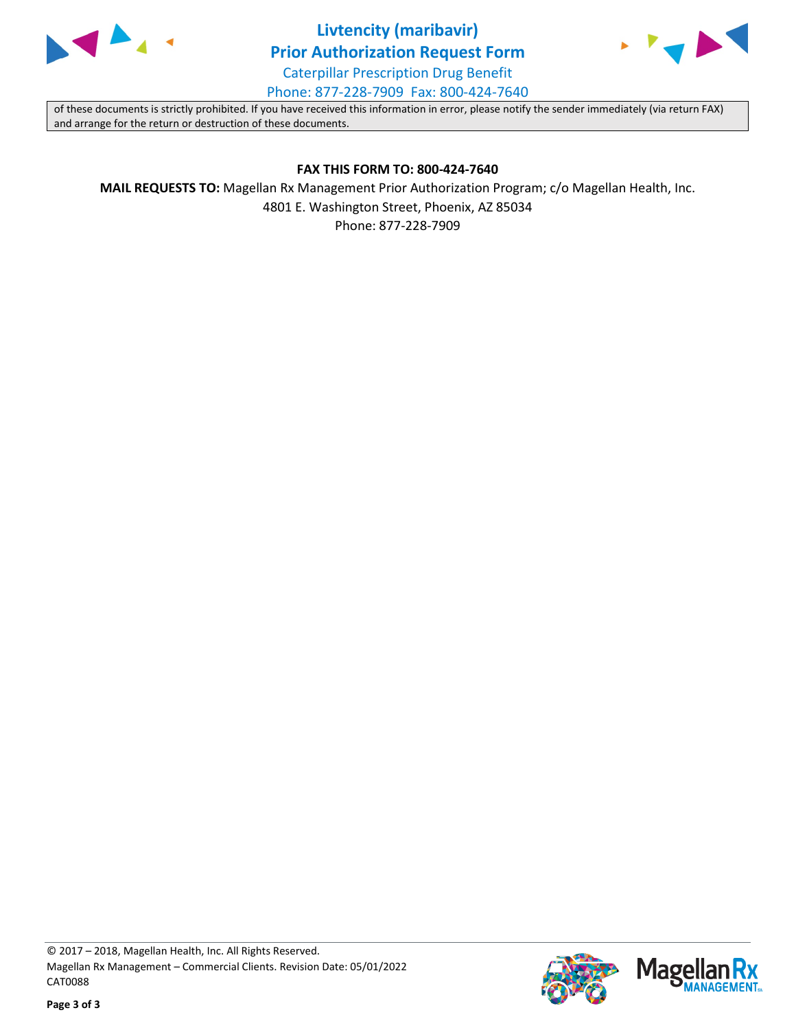of these documents is strictly prohibited. If you have received this information in error, please notify the sender immediately (via return FAX) and arrange for the return or destruction of these documents.

**FAX THIS FORM TO: 800-424-7640**

**MAIL REQUESTS TO:** Magellan Rx Management Prior Authorization Program; c/o Magellan Health, Inc.
4801 E. Washington Street, Phoenix, AZ 85034
Phone: 877-228-7909